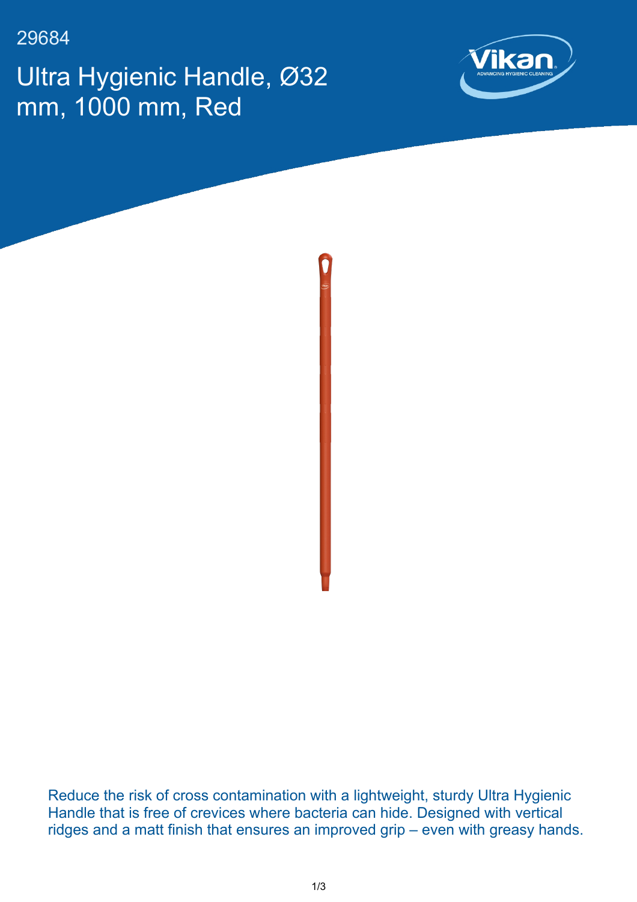29684

# Ultra Hygienic Handle, Ø32 mm, 1000 mm, Red

Reduce the risk of cross contamination with a lightweight, sturdy Ultra Hygienic Handle that is free of crevices where bacteria can hide. Designed with vertical ridges and a matt finish that ensures an improved grip – even with greasy hands.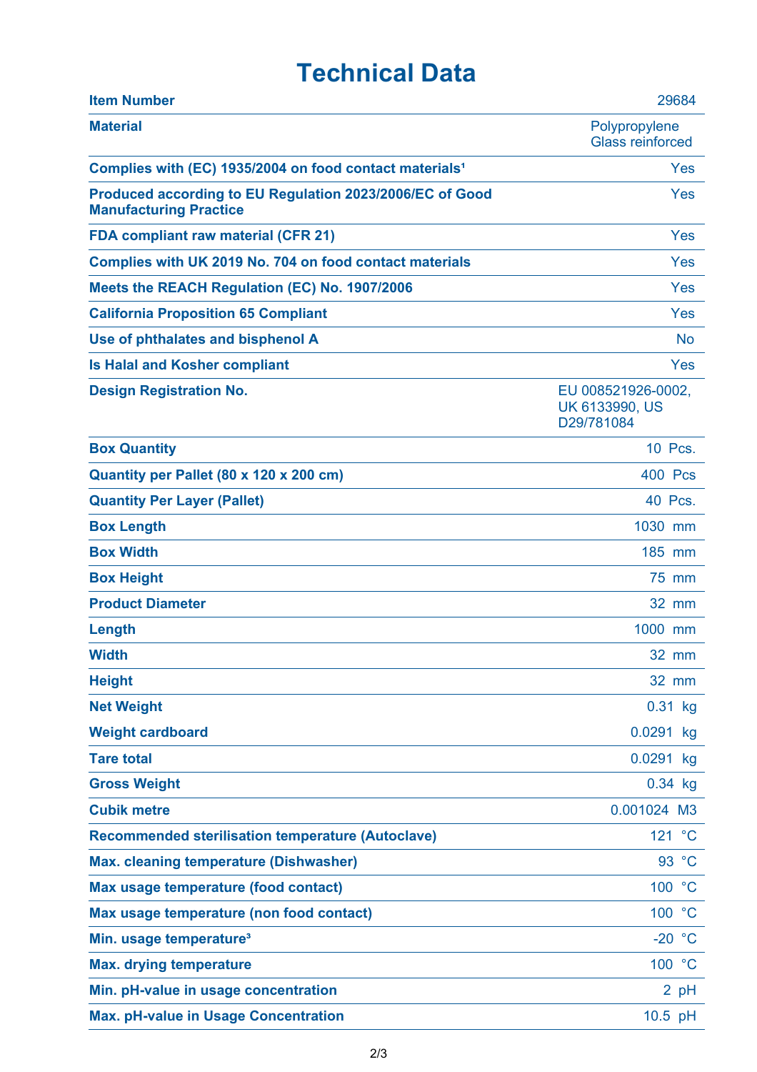# Technical Data

| | |
|---|---|
| **Item Number** | 29684 |
| **Material** | Polypropylene Glass reinforced |
| **Complies with (EC) 1935/2004 on food contact materials[1]** | Yes |
| **Produced according to EU Regulation 2023/2006/EC of Good Manufacturing Practice** | Yes |
| **FDA compliant raw material (CFR 21)** | Yes |
| **Complies with UK 2019 No. 704 on food contact materials** | Yes |
| **Meets the REACH Regulation (EC) No. 1907/2006** | Yes |
| **California Proposition 65 Compliant** | Yes |
| **Use of phthalates and bisphenol A** | No |
| **Is Halal and Kosher compliant** | Yes |
| **Design Registration No.** | EU 008521926-0002, UK 6133990, US D29/781084 |
| **Box Quantity** | 10 Pcs. |
| **Quantity per Pallet (80 x 120 x 200 cm)** | 400 Pcs |
| **Quantity Per Layer (Pallet)** | 40 Pcs. |
| **Box Length** | 1030 mm |
| **Box Width** | 185 mm |
| **Box Height** | 75 mm |
| **Product Diameter** | 32 mm |
| **Length** | 1000 mm |
| **Width** | 32 mm |
| **Height** | 32 mm |
| **Net Weight** | 0.31 kg |
| **Weight cardboard** | 0.0291 kg |
| **Tare total** | 0.0291 kg |
| **Gross Weight** | 0.34 kg |
| **Cubik metre** | 0.001024 M3 |
| **Recommended sterilisation temperature (Autoclave)** | 121 °C |
| **Max. cleaning temperature (Dishwasher)** | 93 °C |
| **Max usage temperature (food contact)** | 100 °C |
| **Max usage temperature (non food contact)** | 100 °C |
| **Min. usage temperature[3]** | -20 °C |
| **Max. drying temperature** | 100 °C |
| **Min. pH-value in usage concentration** | 2 pH |
| **Max. pH-value in Usage Concentration** | 10.5 pH |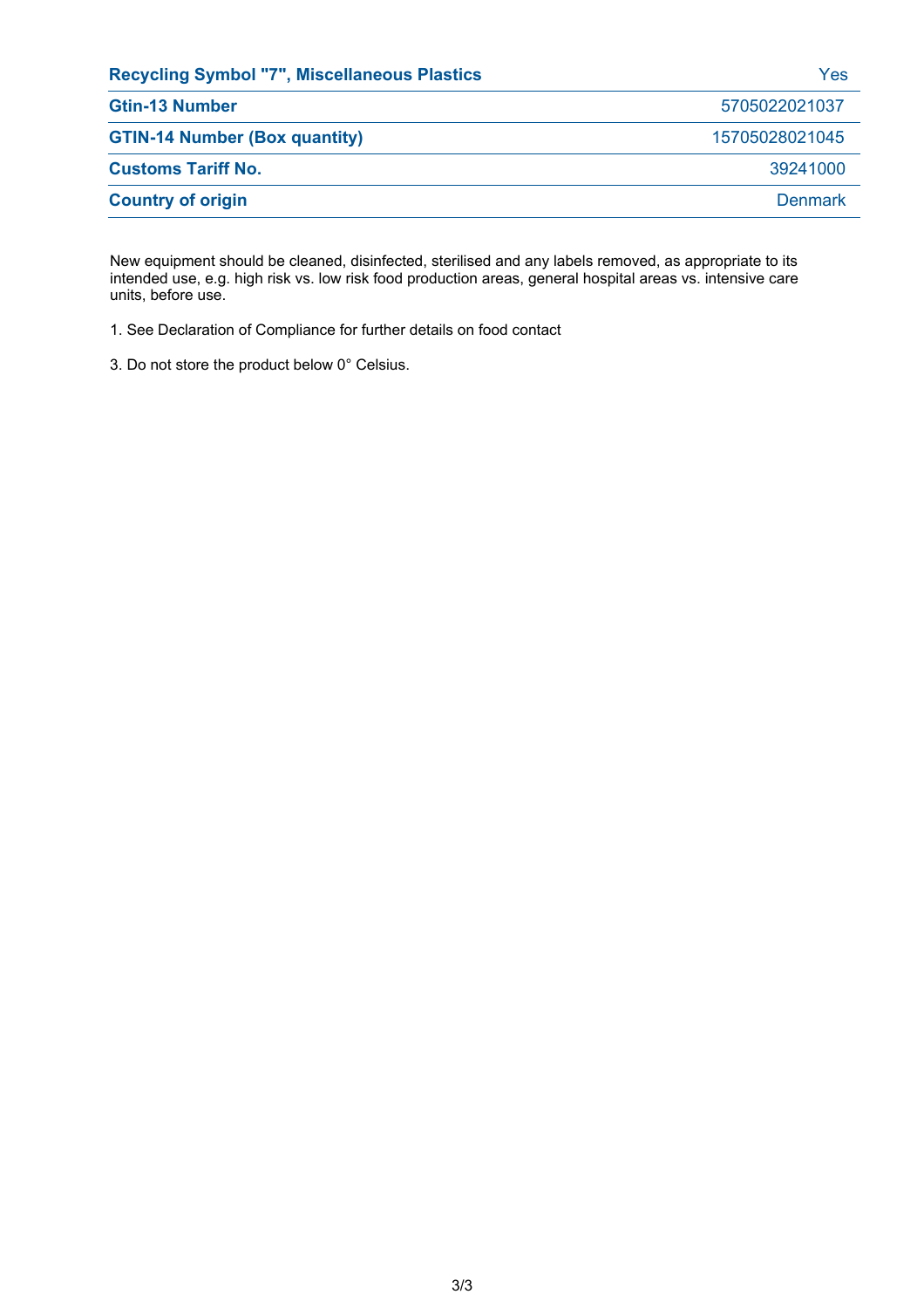| | |
|---|---|
| **Recycling Symbol "7", Miscellaneous Plastics** | Yes |
| **Gtin-13 Number** | 5705022021037 |
| **GTIN-14 Number (Box quantity)** | 15705028021045 |
| **Customs Tariff No.** | 39241000 |
| **Country of origin** | Denmark |

New equipment should be cleaned, disinfected, sterilised and any labels removed, as appropriate to its intended use, e.g. high risk vs. low risk food production areas, general hospital areas vs. intensive care units, before use.

1. See Declaration of Compliance for further details on food contact

3. Do not store the product below 0° Celsius.